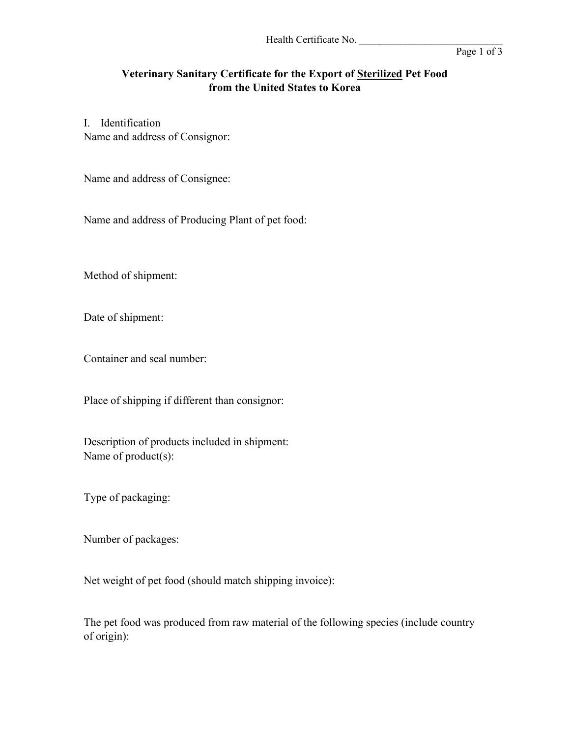Health Certificate No. ____________________________

# Veterinary Sanitary Certificate for the Export of <u>Sterilized</u> Pet Food from the United States to Korea

I. Identification

Name and address of Consignor:

Name and address of Consignee:

Name and address of Producing Plant of pet food:

Method of shipment:

Date of shipment:

Container and seal number:

Place of shipping if different than consignor:

Description of products included in shipment:

Name of product(s):

Type of packaging:

Number of packages:

Net weight of pet food (should match shipping invoice):

The pet food was produced from raw material of the following species (include country of origin):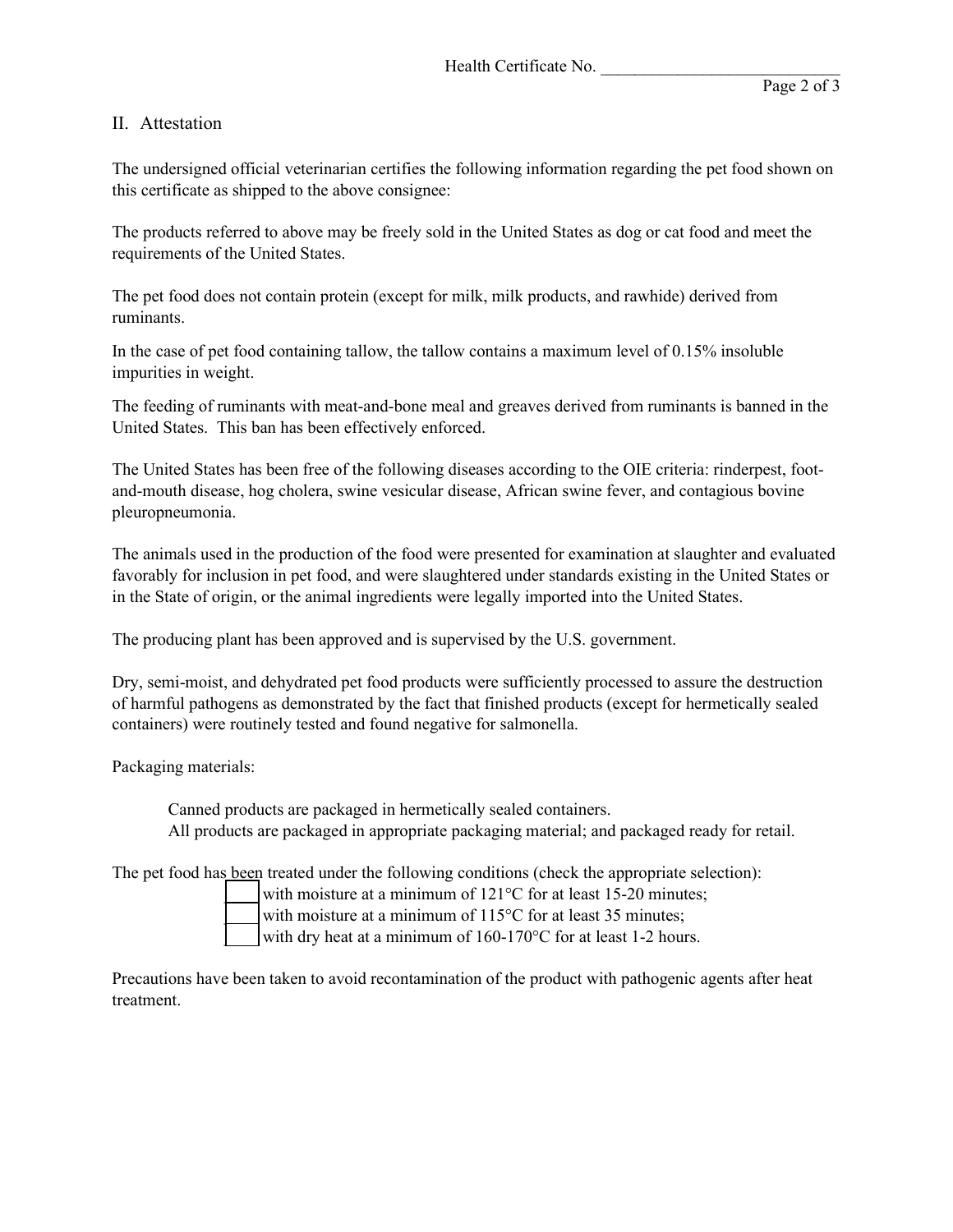Health Certificate No. ____________________________

## II. Attestation

The undersigned official veterinarian certifies the following information regarding the pet food shown on this certificate as shipped to the above consignee:

The products referred to above may be freely sold in the United States as dog or cat food and meet the requirements of the United States.

The pet food does not contain protein (except for milk, milk products, and rawhide) derived from ruminants.

In the case of pet food containing tallow, the tallow contains a maximum level of 0.15% insoluble impurities in weight.

The feeding of ruminants with meat-and-bone meal and greaves derived from ruminants is banned in the United States. This ban has been effectively enforced.

The United States has been free of the following diseases according to the OIE criteria: rinderpest, foot-and-mouth disease, hog cholera, swine vesicular disease, African swine fever, and contagious bovine pleuropneumonia.

The animals used in the production of the food were presented for examination at slaughter and evaluated favorably for inclusion in pet food, and were slaughtered under standards existing in the United States or in the State of origin, or the animal ingredients were legally imported into the United States.

The producing plant has been approved and is supervised by the U.S. government.

Dry, semi-moist, and dehydrated pet food products were sufficiently processed to assure the destruction of harmful pathogens as demonstrated by the fact that finished products (except for hermetically sealed containers) were routinely tested and found negative for salmonella.

Packaging materials:

> Canned products are packaged in hermetically sealed containers.
> All products are packaged in appropriate packaging material; and packaged ready for retail.

The pet food has been treated under the following conditions (check the appropriate selection):

- [ ] with moisture at a minimum of 121°C for at least 15-20 minutes;
- [ ] with moisture at a minimum of 115°C for at least 35 minutes;
- [ ] with dry heat at a minimum of 160-170°C for at least 1-2 hours.

Precautions have been taken to avoid recontamination of the product with pathogenic agents after heat treatment.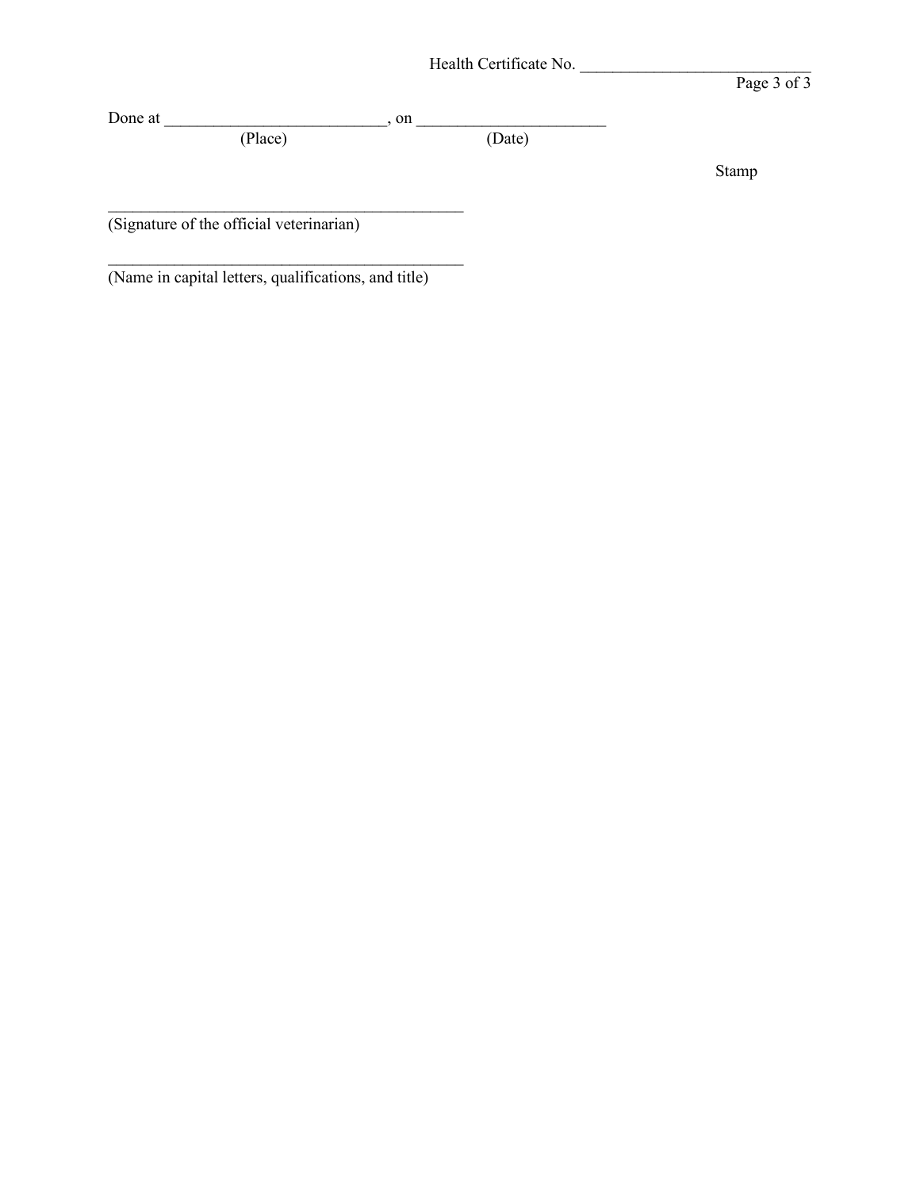Health Certificate No. ____________________________

Done at ___________________________, on _______________________
(Place) (Date)

Stamp

_____________________________________________
(Signature of the official veterinarian)

_____________________________________________
(Name in capital letters, qualifications, and title)